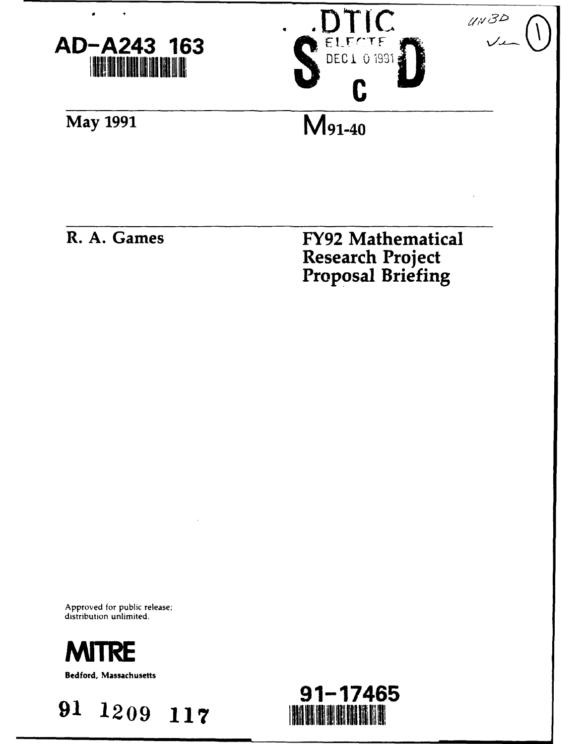AD-A243 163

DTIC ELECTE DEC 10 1991 S C D

May 1991

M91-40

R. A. Games

# FY92 Mathematical Research Project Proposal Briefing

Approved for public release; distribution unlimited.

**MITRE**

**Bedford, Massachusetts**

91 1209 117

91-17465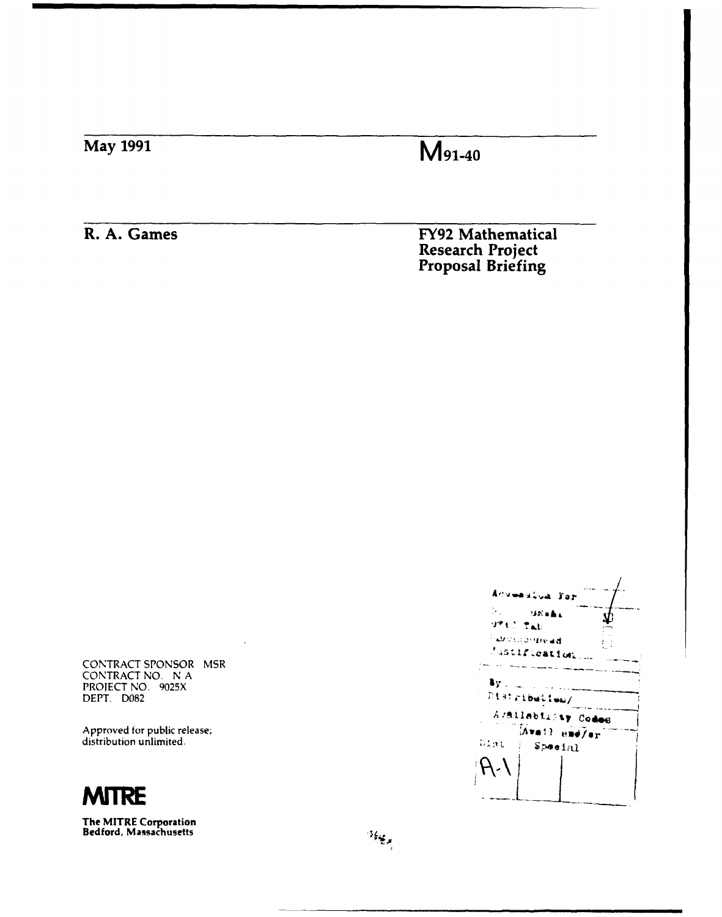May 1991

# M91-40

R. A. Games

# FY92 Mathematical Research Project Proposal Briefing

CONTRACT SPONSOR MSR
CONTRACT NO. N A
PROJECT NO. 9025X
DEPT. D082

Approved for public release; distribution unlimited.

**MITRE**

**The MITRE Corporation**
**Bedford, Massachusetts**

| | | |
|---|---|---|
| Accession For | | |
| NTIS GRA&I | | ✓ |
| DTIC TAB | | |
| Unannounced | | |
| Justification | | |
| By | | |
| Distribution/ | | |
| Availability Codes | | |
| Dist | Avail and/or Special | |
| A-1 | | |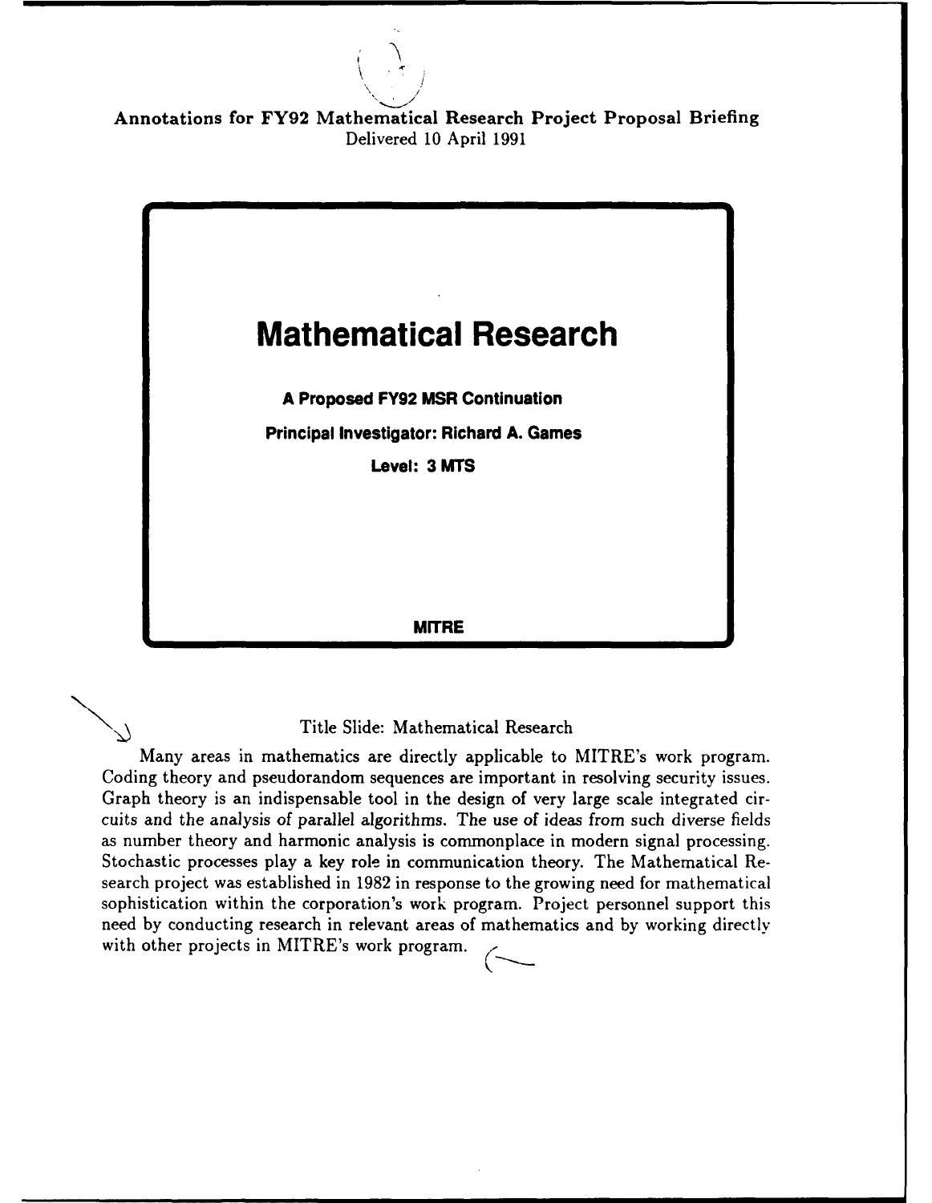**Annotations for FY92 Mathematical Research Project Proposal Briefing**
Delivered 10 April 1991

# Mathematical Research

**A Proposed FY92 MSR Continuation**

**Principal Investigator: Richard A. Games**

**Level: 3 MTS**

**MITRE**

Title Slide: Mathematical Research

Many areas in mathematics are directly applicable to MITRE's work program. Coding theory and pseudorandom sequences are important in resolving security issues. Graph theory is an indispensable tool in the design of very large scale integrated circuits and the analysis of parallel algorithms. The use of ideas from such diverse fields as number theory and harmonic analysis is commonplace in modern signal processing. Stochastic processes play a key role in communication theory. The Mathematical Research project was established in 1982 in response to the growing need for mathematical sophistication within the corporation's work program. Project personnel support this need by conducting research in relevant areas of mathematics and by working directly with other projects in MITRE's work program.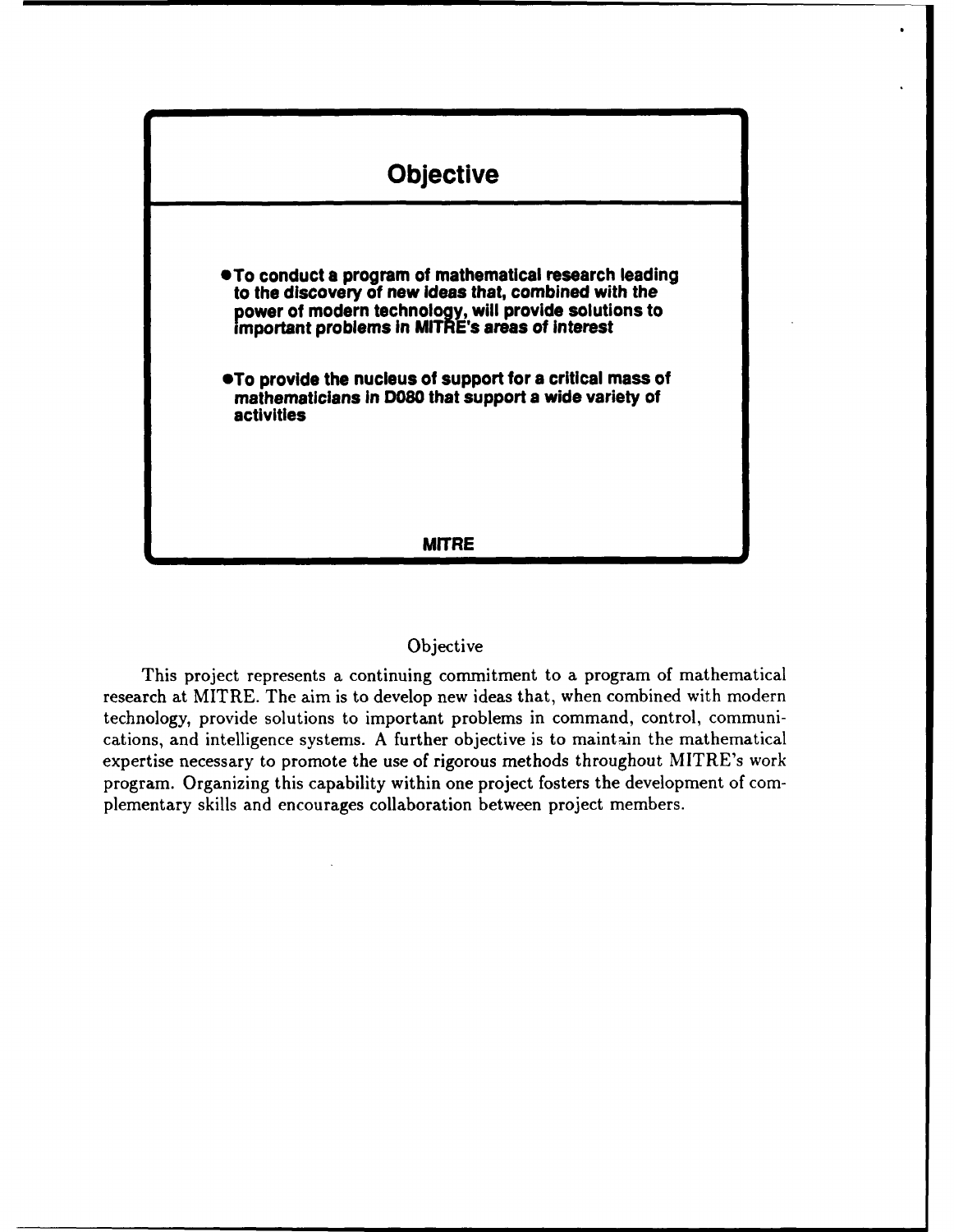## Objective

- To conduct a program of mathematical research leading to the discovery of new ideas that, combined with the power of modern technology, will provide solutions to important problems in MITRE's areas of interest

- To provide the nucleus of support for a critical mass of mathematicians in D080 that support a wide variety of activities

**MITRE**

### Objective

This project represents a continuing commitment to a program of mathematical research at MITRE. The aim is to develop new ideas that, when combined with modern technology, provide solutions to important problems in command, control, communications, and intelligence systems. A further objective is to maintain the mathematical expertise necessary to promote the use of rigorous methods throughout MITRE's work program. Organizing this capability within one project fosters the development of complementary skills and encourages collaboration between project members.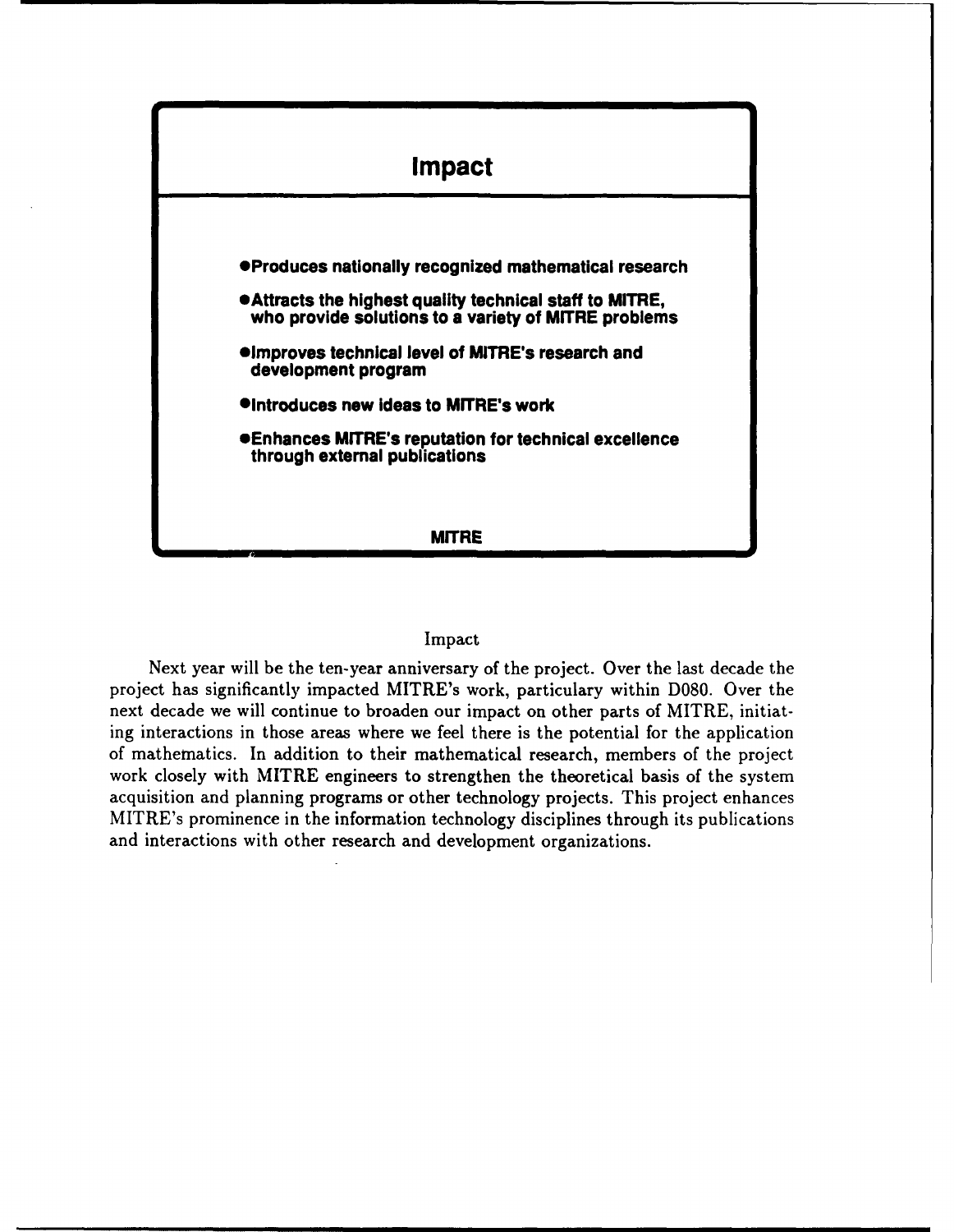## Impact

- Produces nationally recognized mathematical research
- Attracts the highest quality technical staff to MITRE, who provide solutions to a variety of MITRE problems
- Improves technical level of MITRE's research and development program
- Introduces new ideas to MITRE's work
- Enhances MITRE's reputation for technical excellence through external publications

MITRE

### Impact

Next year will be the ten-year anniversary of the project. Over the last decade the project has significantly impacted MITRE's work, particulary within D080. Over the next decade we will continue to broaden our impact on other parts of MITRE, initiating interactions in those areas where we feel there is the potential for the application of mathematics. In addition to their mathematical research, members of the project work closely with MITRE engineers to strengthen the theoretical basis of the system acquisition and planning programs or other technology projects. This project enhances MITRE's prominence in the information technology disciplines through its publications and interactions with other research and development organizations.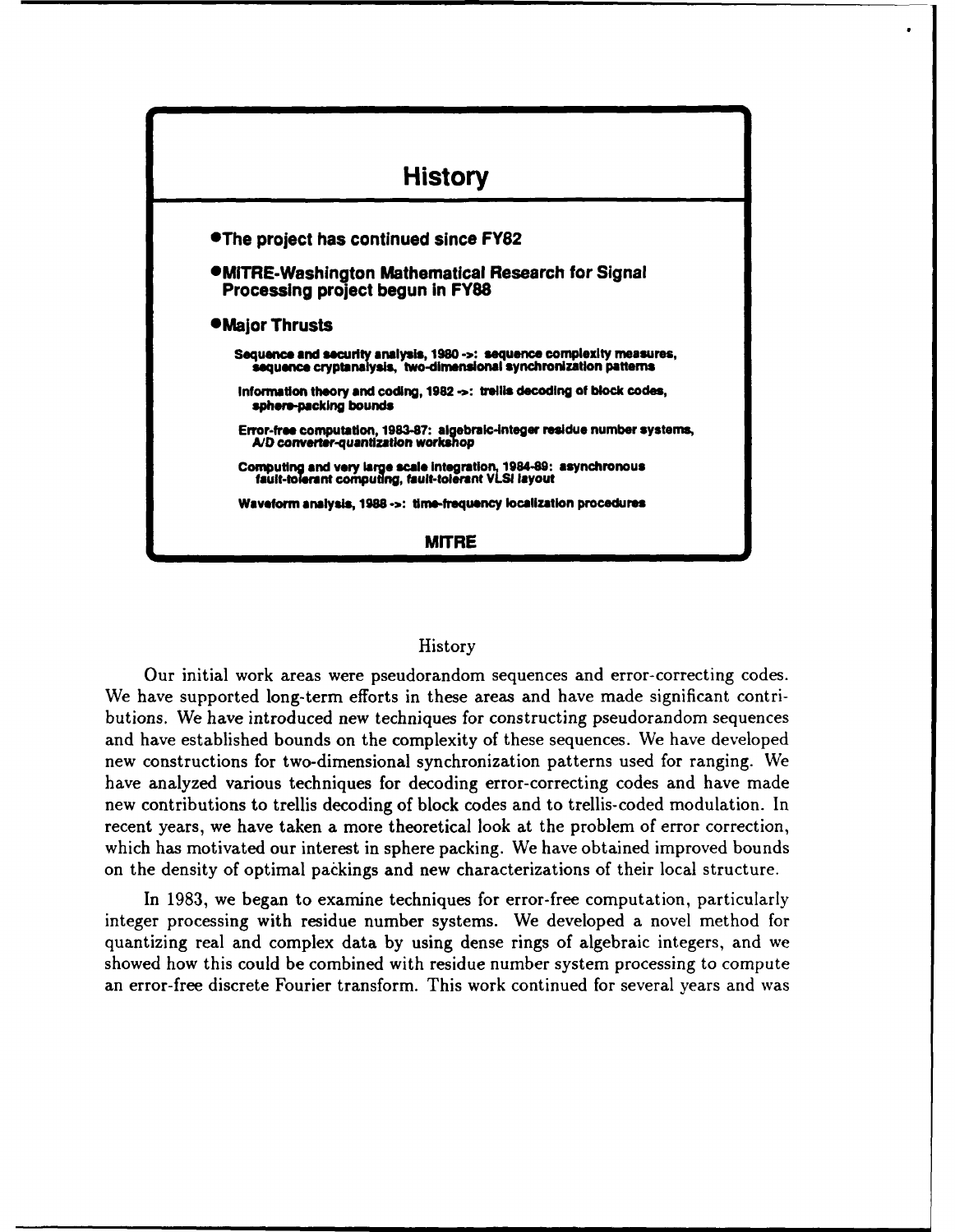## History

- **The project has continued since FY82**
- **MITRE-Washington Mathematical Research for Signal Processing project begun in FY88**
- **Major Thrusts**

  **Sequence and security analysis, 1980 ->: sequence complexity measures, sequence cryptanalysis, two-dimensional synchronization patterns**

  **Information theory and coding, 1982 ->: trellis decoding of block codes, sphere-packing bounds**

  **Error-free computation, 1983-87: algebraic-integer residue number systems, A/D converter-quantization workshop**

  **Computing and very large scale integration, 1984-89: asynchronous fault-tolerant computing, fault-tolerant VLSI layout**

  **Waveform analysis, 1988 ->: time-frequency localization procedures**

**MITRE**

### History

Our initial work areas were pseudorandom sequences and error-correcting codes. We have supported long-term efforts in these areas and have made significant contributions. We have introduced new techniques for constructing pseudorandom sequences and have established bounds on the complexity of these sequences. We have developed new constructions for two-dimensional synchronization patterns used for ranging. We have analyzed various techniques for decoding error-correcting codes and have made new contributions to trellis decoding of block codes and to trellis-coded modulation. In recent years, we have taken a more theoretical look at the problem of error correction, which has motivated our interest in sphere packing. We have obtained improved bounds on the density of optimal packings and new characterizations of their local structure.

In 1983, we began to examine techniques for error-free computation, particularly integer processing with residue number systems. We developed a novel method for quantizing real and complex data by using dense rings of algebraic integers, and we showed how this could be combined with residue number system processing to compute an error-free discrete Fourier transform. This work continued for several years and was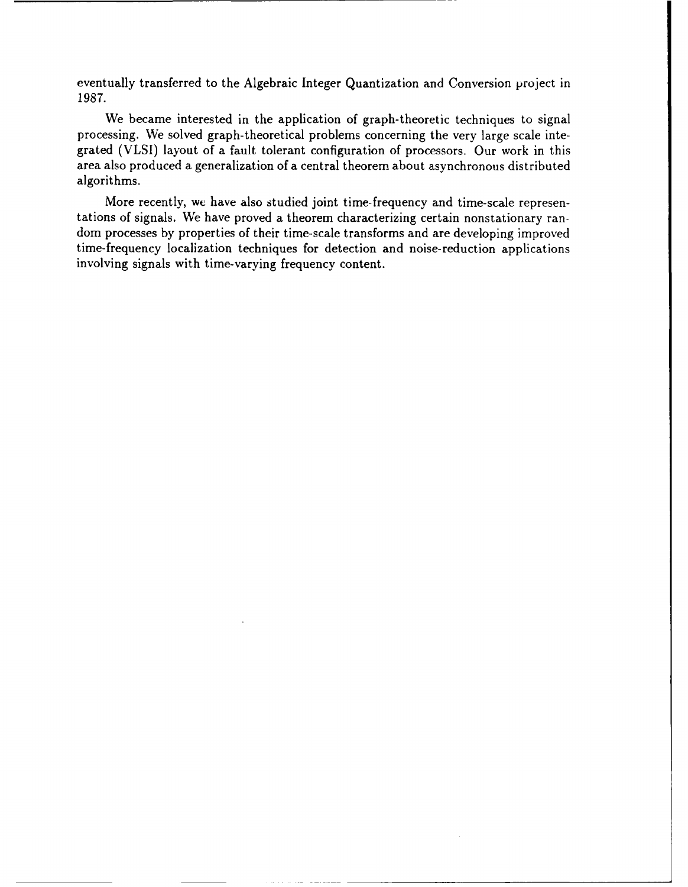eventually transferred to the Algebraic Integer Quantization and Conversion project in 1987.

We became interested in the application of graph-theoretic techniques to signal processing. We solved graph-theoretical problems concerning the very large scale integrated (VLSI) layout of a fault tolerant configuration of processors. Our work in this area also produced a generalization of a central theorem about asynchronous distributed algorithms.

More recently, we have also studied joint time-frequency and time-scale representations of signals. We have proved a theorem characterizing certain nonstationary random processes by properties of their time-scale transforms and are developing improved time-frequency localization techniques for detection and noise-reduction applications involving signals with time-varying frequency content.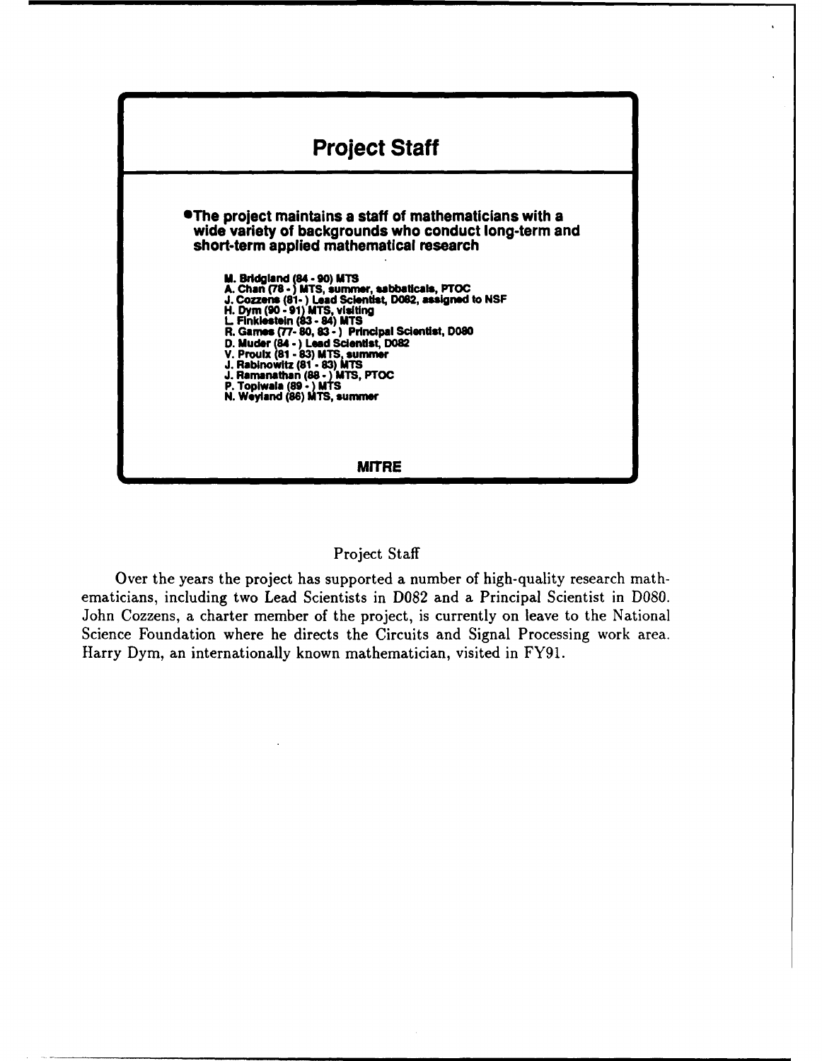## Project Staff

- **The project maintains a staff of mathematicians with a wide variety of backgrounds who conduct long-term and short-term applied mathematical research**

**M. Bridgland (84 - 90) MTS**
**A. Chan (78 - ) MTS, summer, sabbaticals, PTOC**
**J. Cozzens (81- ) Lead Scientist, D082, assigned to NSF**
**H. Dym (90 - 91) MTS, visiting**
**L. Finklestein (83 - 84) MTS**
**R. Games (77- 80, 83 - ) Principal Scientist, D080**
**D. Muder (84 - ) Lead Scientist, D082**
**V. Proulx (81 - 83) MTS, summer**
**J. Rabinowitz (81 - 83) MTS**
**J. Ramanathan (88 - ) MTS, PTOC**
**P. Topiwala (89 - ) MTS**
**N. Weyland (86) MTS, summer**

**MITRE**

Project Staff

Over the years the project has supported a number of high-quality research mathematicians, including two Lead Scientists in D082 and a Principal Scientist in D080. John Cozzens, a charter member of the project, is currently on leave to the National Science Foundation where he directs the Circuits and Signal Processing work area. Harry Dym, an internationally known mathematician, visited in FY91.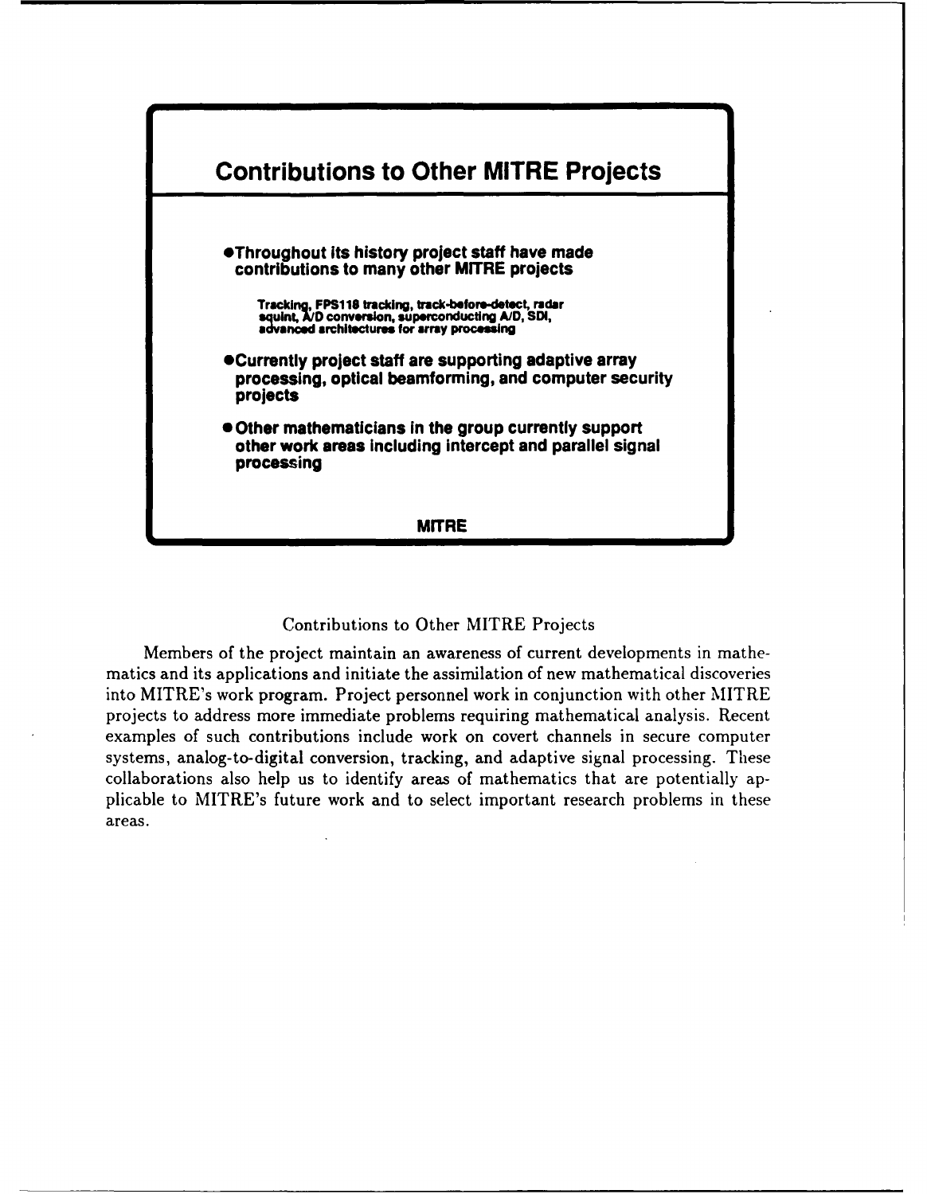## Contributions to Other MITRE Projects

- **Throughout its history project staff have made contributions to many other MITRE projects**

  **Tracking, FPS118 tracking, track-before-detect, radar squint, A/D conversion, superconducting A/D, SDI, advanced architectures for array processing**

- **Currently project staff are supporting adaptive array processing, optical beamforming, and computer security projects**
- **Other mathematicians in the group currently support other work areas including intercept and parallel signal processing**

**MITRE**

Contributions to Other MITRE Projects

Members of the project maintain an awareness of current developments in mathematics and its applications and initiate the assimilation of new mathematical discoveries into MITRE's work program. Project personnel work in conjunction with other MITRE projects to address more immediate problems requiring mathematical analysis. Recent examples of such contributions include work on covert channels in secure computer systems, analog-to-digital conversion, tracking, and adaptive signal processing. These collaborations also help us to identify areas of mathematics that are potentially applicable to MITRE's future work and to select important research problems in these areas.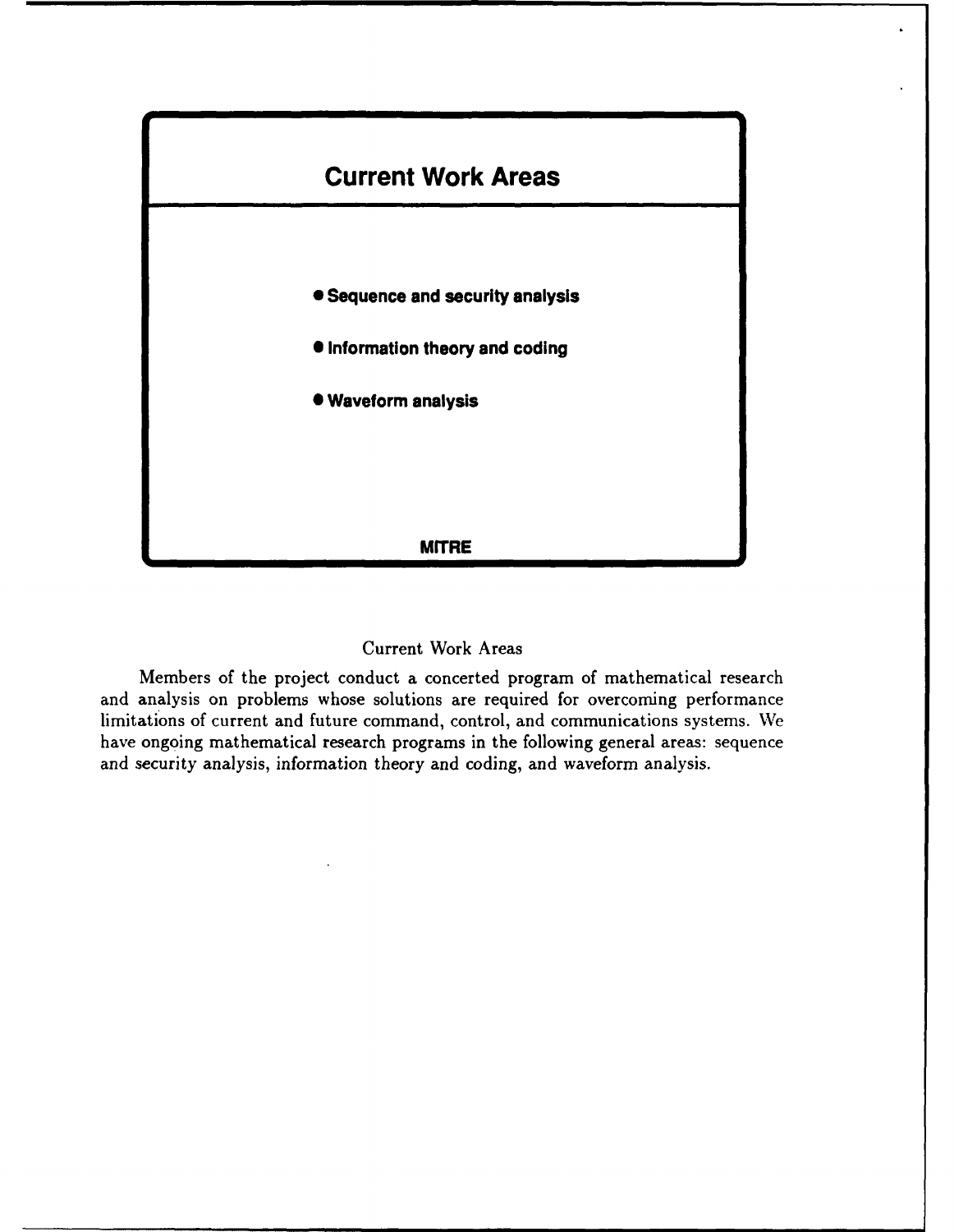## Current Work Areas

- Sequence and security analysis
- Information theory and coding
- Waveform analysis

MITRE

Current Work Areas

Members of the project conduct a concerted program of mathematical research and analysis on problems whose solutions are required for overcoming performance limitations of current and future command, control, and communications systems. We have ongoing mathematical research programs in the following general areas: sequence and security analysis, information theory and coding, and waveform analysis.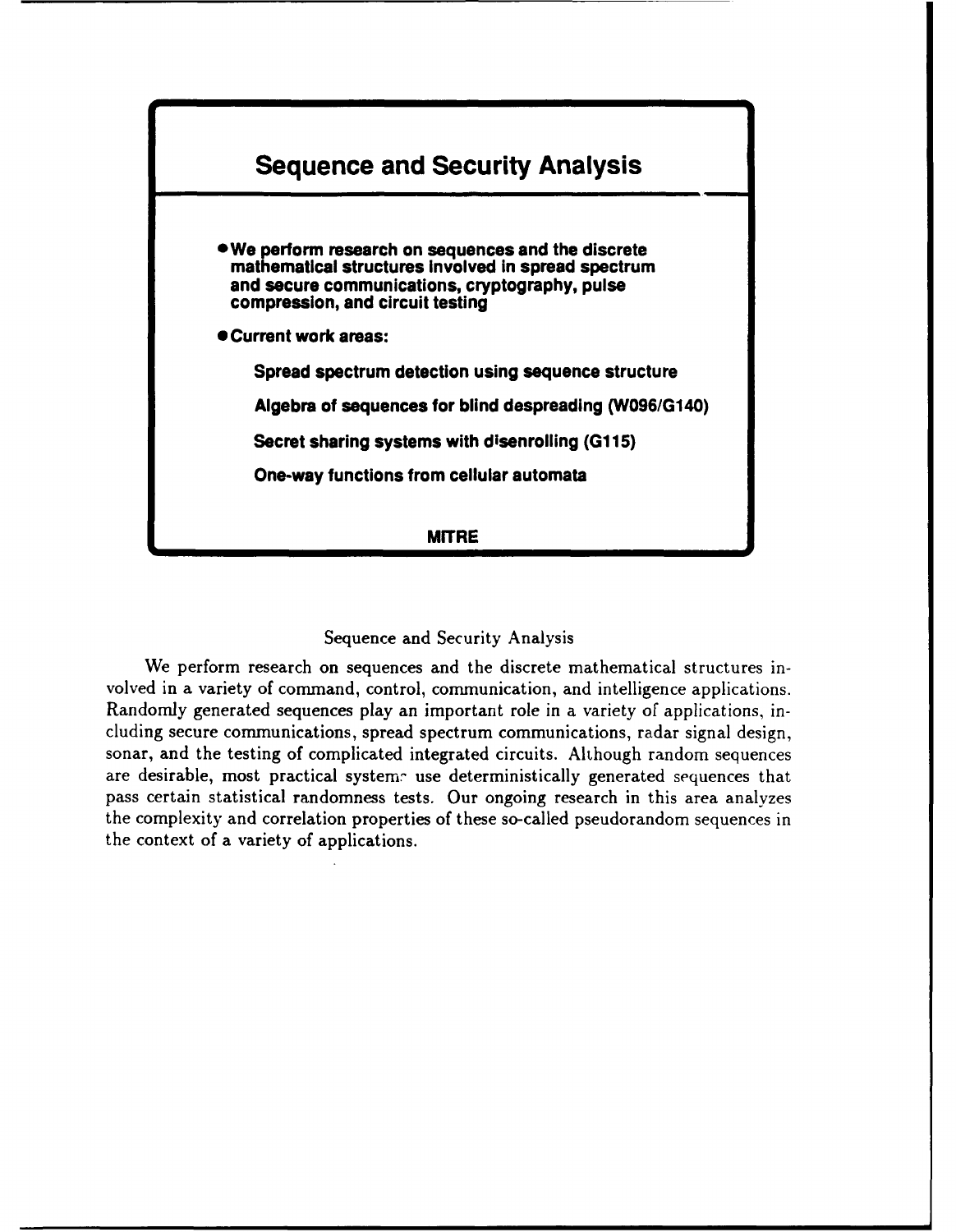# Sequence and Security Analysis

- We perform research on sequences and the discrete mathematical structures involved in spread spectrum and secure communications, cryptography, pulse compression, and circuit testing
- Current work areas:

  Spread spectrum detection using sequence structure

  Algebra of sequences for blind despreading (W096/G140)

  Secret sharing systems with disenrolling (G115)

  One-way functions from cellular automata

MITRE

## Sequence and Security Analysis

We perform research on sequences and the discrete mathematical structures involved in a variety of command, control, communication, and intelligence applications. Randomly generated sequences play an important role in a variety of applications, including secure communications, spread spectrum communications, radar signal design, sonar, and the testing of complicated integrated circuits. Although random sequences are desirable, most practical systems use deterministically generated sequences that pass certain statistical randomness tests. Our ongoing research in this area analyzes the complexity and correlation properties of these so-called pseudorandom sequences in the context of a variety of applications.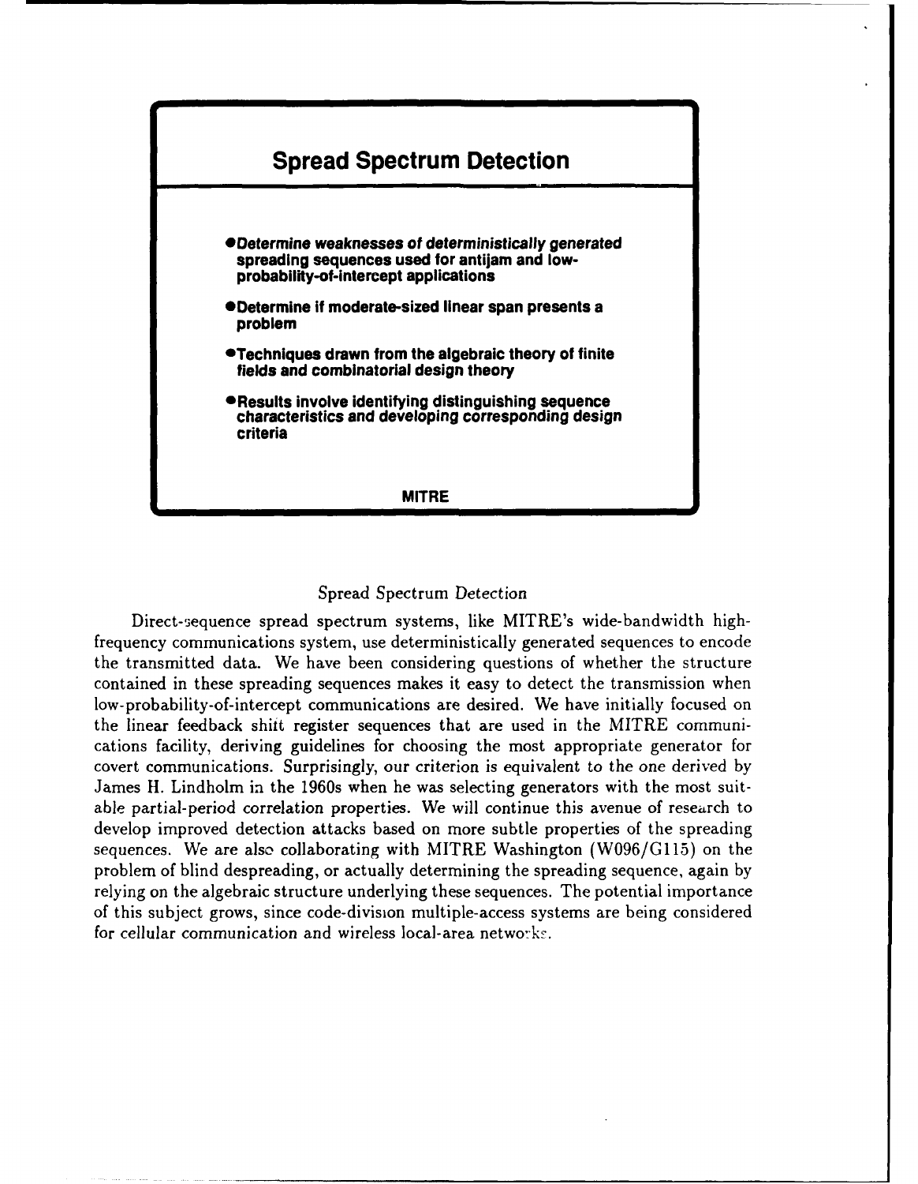## Spread Spectrum Detection

- **Determine weaknesses of deterministically generated spreading sequences used for antijam and low-probability-of-intercept applications**
- **Determine if moderate-sized linear span presents a problem**
- **Techniques drawn from the algebraic theory of finite fields and combinatorial design theory**
- **Results involve identifying distinguishing sequence characteristics and developing corresponding design criteria**

**MITRE**

### Spread Spectrum Detection

Direct-sequence spread spectrum systems, like MITRE's wide-bandwidth high-frequency communications system, use deterministically generated sequences to encode the transmitted data. We have been considering questions of whether the structure contained in these spreading sequences makes it easy to detect the transmission when low-probability-of-intercept communications are desired. We have initially focused on the linear feedback shift register sequences that are used in the MITRE communications facility, deriving guidelines for choosing the most appropriate generator for covert communications. Surprisingly, our criterion is equivalent to the one derived by James H. Lindholm in the 1960s when he was selecting generators with the most suitable partial-period correlation properties. We will continue this avenue of research to develop improved detection attacks based on more subtle properties of the spreading sequences. We are also collaborating with MITRE Washington (W096/G115) on the problem of blind despreading, or actually determining the spreading sequence, again by relying on the algebraic structure underlying these sequences. The potential importance of this subject grows, since code-division multiple-access systems are being considered for cellular communication and wireless local-area networks.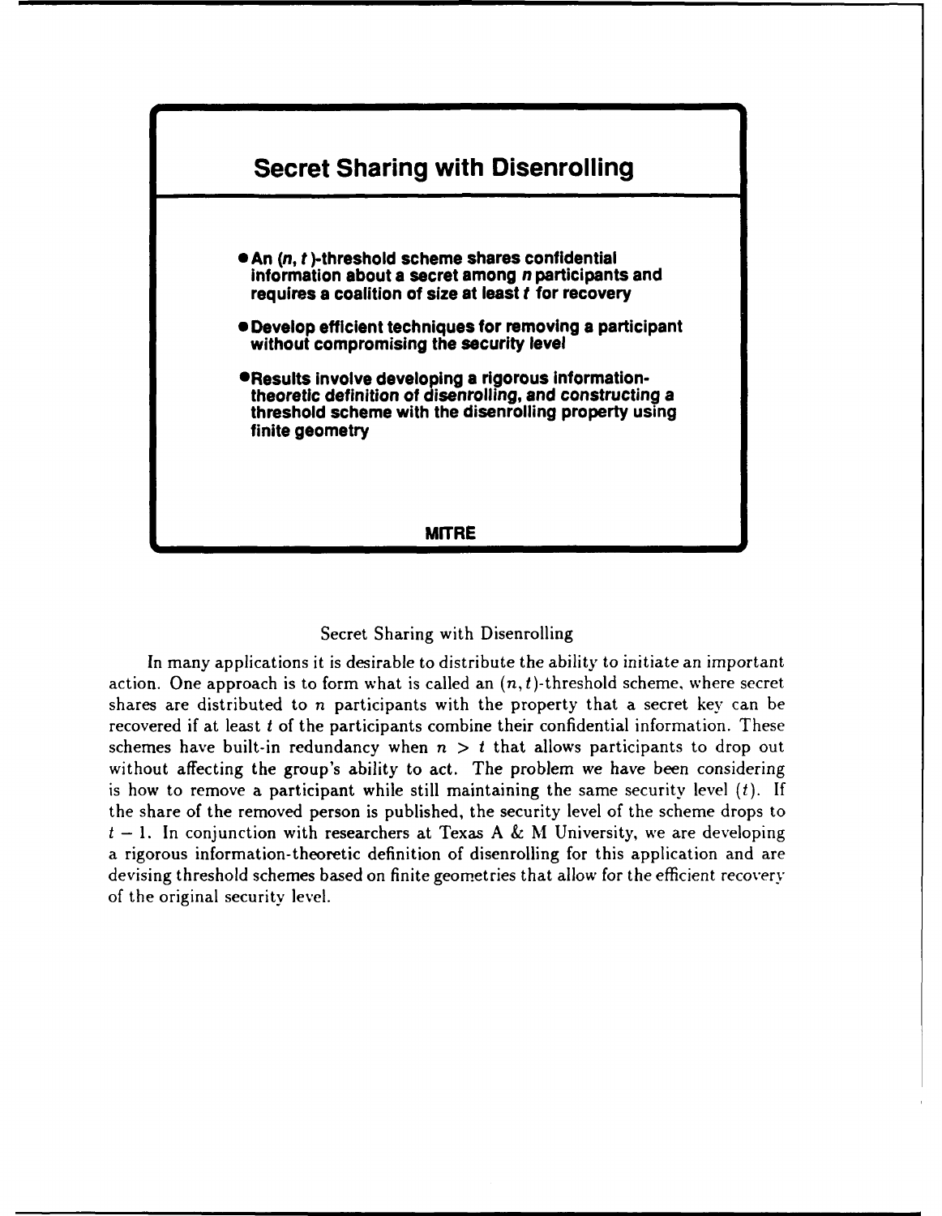## Secret Sharing with Disenrolling

- **An $(n, t)$-threshold scheme shares confidential information about a secret among $n$ participants and requires a coalition of size at least $t$ for recovery**
- **Develop efficient techniques for removing a participant without compromising the security level**
- **Results involve developing a rigorous information-theoretic definition of disenrolling, and constructing a threshold scheme with the disenrolling property using finite geometry**

**MITRE**

### Secret Sharing with Disenrolling

In many applications it is desirable to distribute the ability to initiate an important action. One approach is to form what is called an $(n, t)$-threshold scheme, where secret shares are distributed to $n$ participants with the property that a secret key can be recovered if at least $t$ of the participants combine their confidential information. These schemes have built-in redundancy when $n > t$ that allows participants to drop out without affecting the group's ability to act. The problem we have been considering is how to remove a participant while still maintaining the same security level ($t$). If the share of the removed person is published, the security level of the scheme drops to $t - 1$. In conjunction with researchers at Texas A & M University, we are developing a rigorous information-theoretic definition of disenrolling for this application and are devising threshold schemes based on finite geometries that allow for the efficient recovery of the original security level.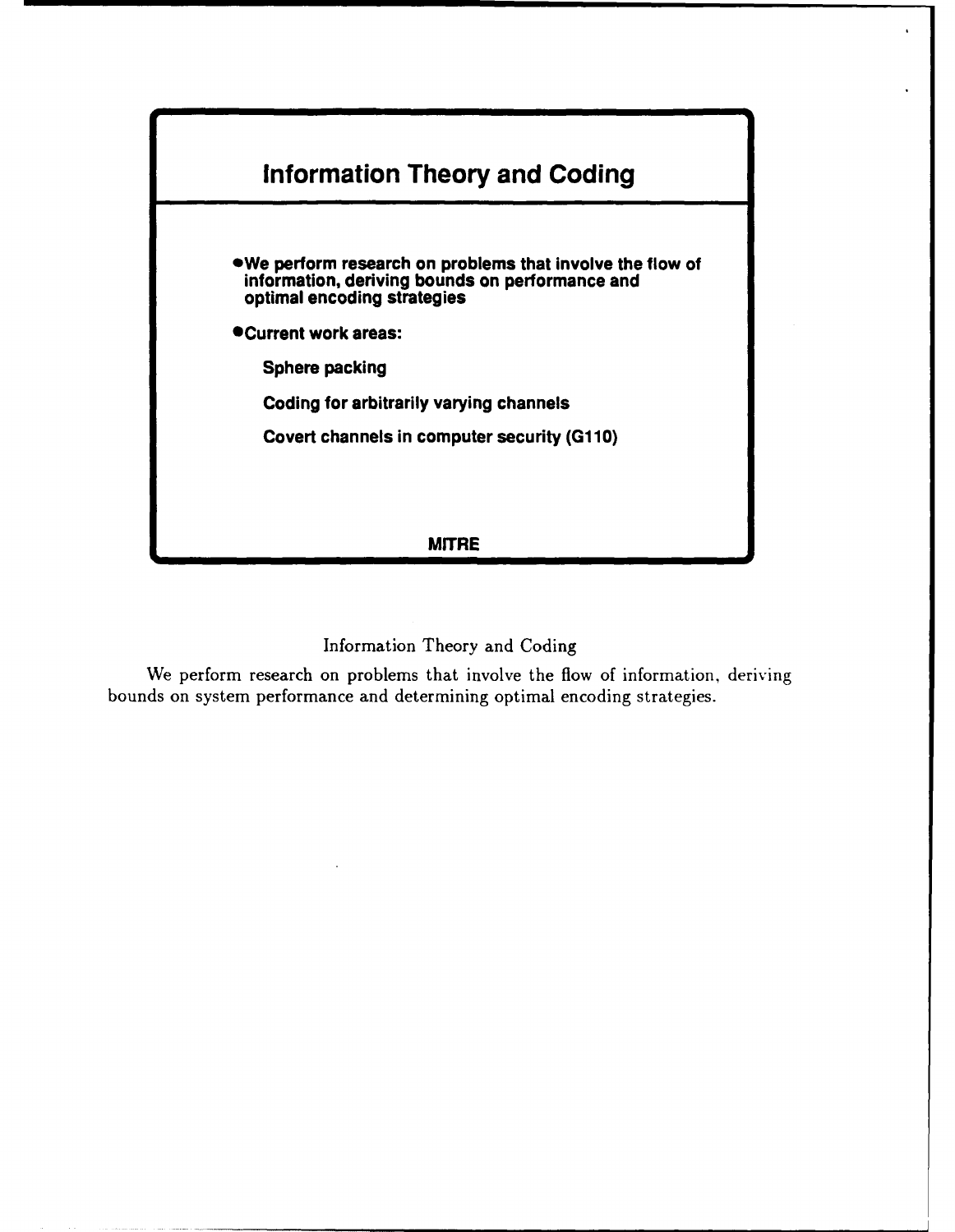## Information Theory and Coding

- We perform research on problems that involve the flow of information, deriving bounds on performance and optimal encoding strategies
- Current work areas:

  Sphere packing

  Coding for arbitrarily varying channels

  Covert channels in computer security (G110)

MITRE

### Information Theory and Coding

We perform research on problems that involve the flow of information, deriving bounds on system performance and determining optimal encoding strategies.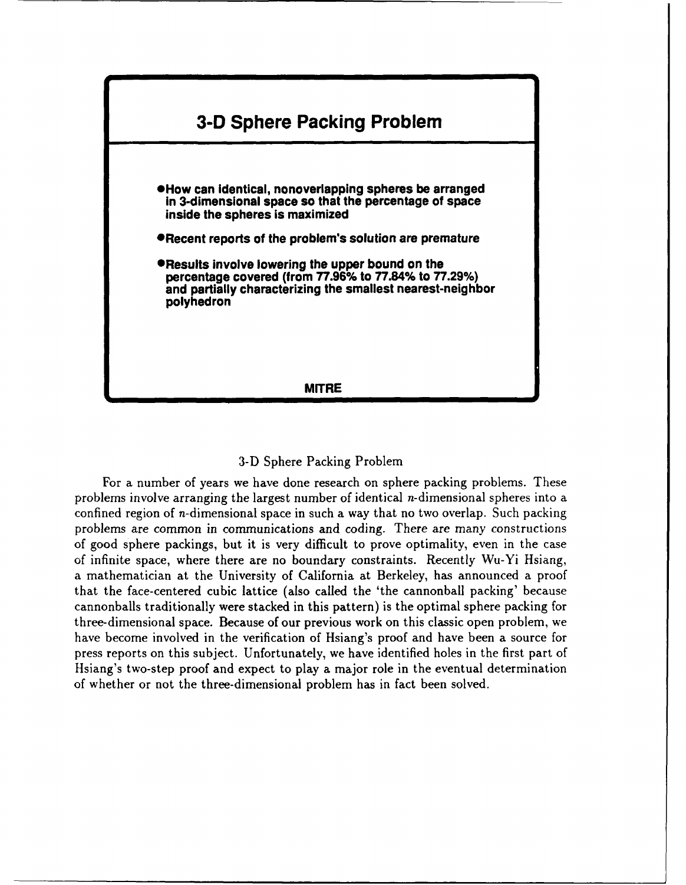## 3-D Sphere Packing Problem

- **How can identical, nonoverlapping spheres be arranged in 3-dimensional space so that the percentage of space inside the spheres is maximized**
- **Recent reports of the problem's solution are premature**
- **Results involve lowering the upper bound on the percentage covered (from 77.96% to 77.84% to 77.29%) and partially characterizing the smallest nearest-neighbor polyhedron**

**MITRE**

### 3-D Sphere Packing Problem

For a number of years we have done research on sphere packing problems. These problems involve arranging the largest number of identical $n$-dimensional spheres into a confined region of $n$-dimensional space in such a way that no two overlap. Such packing problems are common in communications and coding. There are many constructions of good sphere packings, but it is very difficult to prove optimality, even in the case of infinite space, where there are no boundary constraints. Recently Wu-Yi Hsiang, a mathematician at the University of California at Berkeley, has announced a proof that the face-centered cubic lattice (also called the 'the cannonball packing' because cannonballs traditionally were stacked in this pattern) is the optimal sphere packing for three-dimensional space. Because of our previous work on this classic open problem, we have become involved in the verification of Hsiang's proof and have been a source for press reports on this subject. Unfortunately, we have identified holes in the first part of Hsiang's two-step proof and expect to play a major role in the eventual determination of whether or not the three-dimensional problem has in fact been solved.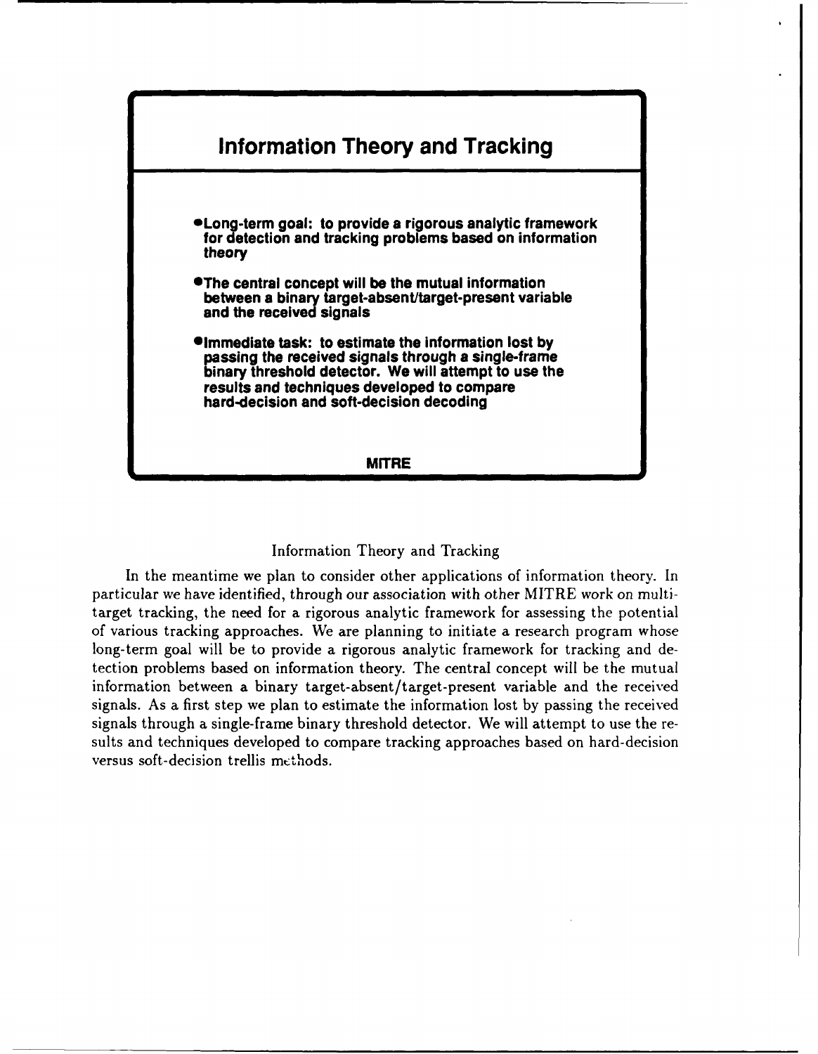## Information Theory and Tracking

- **Long-term goal: to provide a rigorous analytic framework for detection and tracking problems based on information theory**
- **The central concept will be the mutual information between a binary target-absent/target-present variable and the received signals**
- **Immediate task: to estimate the information lost by passing the received signals through a single-frame binary threshold detector. We will attempt to use the results and techniques developed to compare hard-decision and soft-decision decoding**

**MITRE**

### Information Theory and Tracking

In the meantime we plan to consider other applications of information theory. In particular we have identified, through our association with other MITRE work on multi-target tracking, the need for a rigorous analytic framework for assessing the potential of various tracking approaches. We are planning to initiate a research program whose long-term goal will be to provide a rigorous analytic framework for tracking and detection problems based on information theory. The central concept will be the mutual information between a binary target-absent/target-present variable and the received signals. As a first step we plan to estimate the information lost by passing the received signals through a single-frame binary threshold detector. We will attempt to use the results and techniques developed to compare tracking approaches based on hard-decision versus soft-decision trellis methods.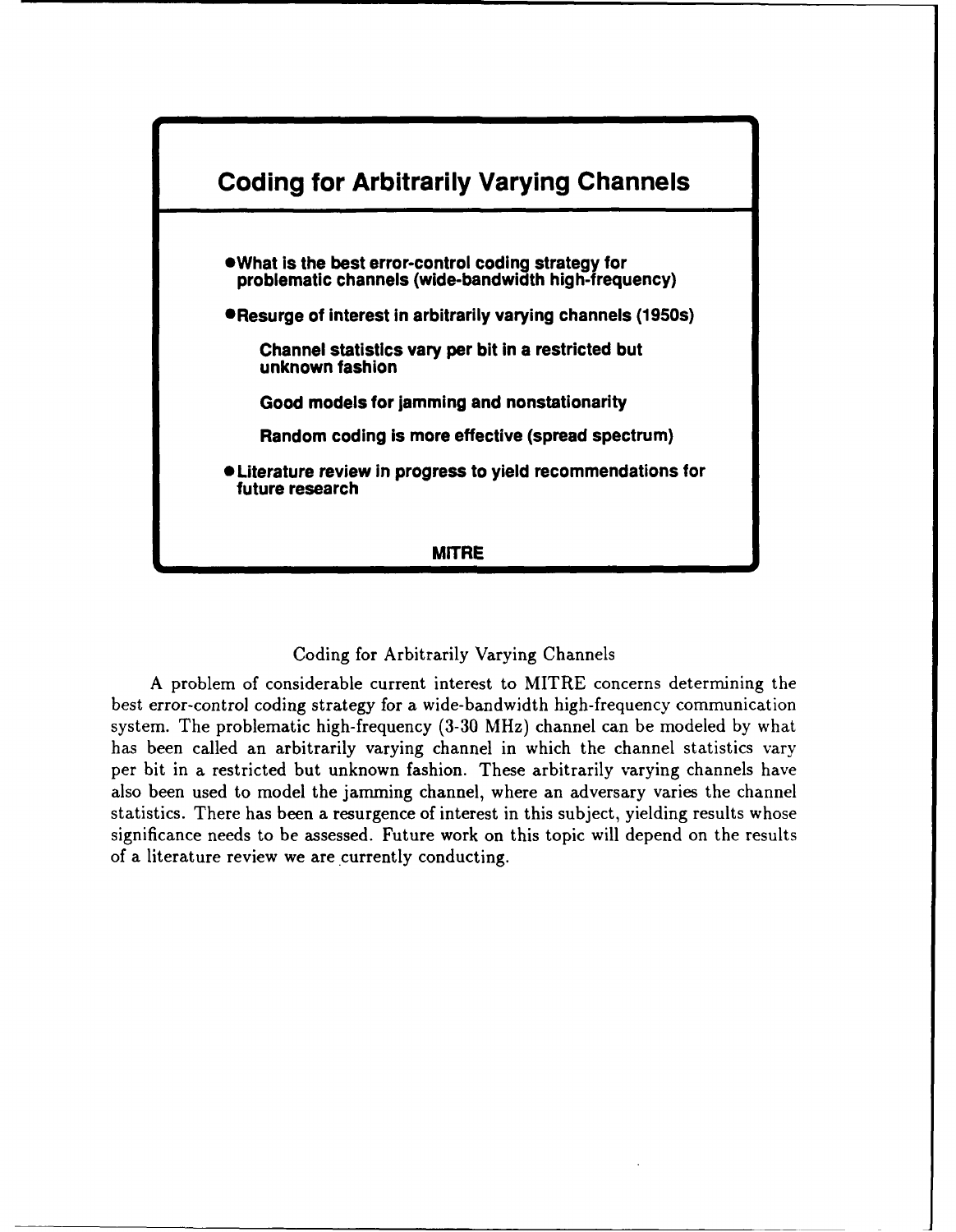## Coding for Arbitrarily Varying Channels

- What is the best error-control coding strategy for problematic channels (wide-bandwidth high-frequency)
- Resurge of interest in arbitrarily varying channels (1950s)

  Channel statistics vary per bit in a restricted but unknown fashion

  Good models for jamming and nonstationarity

  Random coding is more effective (spread spectrum)
- Literature review in progress to yield recommendations for future research

MITRE

Coding for Arbitrarily Varying Channels

A problem of considerable current interest to MITRE concerns determining the best error-control coding strategy for a wide-bandwidth high-frequency communication system. The problematic high-frequency (3-30 MHz) channel can be modeled by what has been called an arbitrarily varying channel in which the channel statistics vary per bit in a restricted but unknown fashion. These arbitrarily varying channels have also been used to model the jamming channel, where an adversary varies the channel statistics. There has been a resurgence of interest in this subject, yielding results whose significance needs to be assessed. Future work on this topic will depend on the results of a literature review we are currently conducting.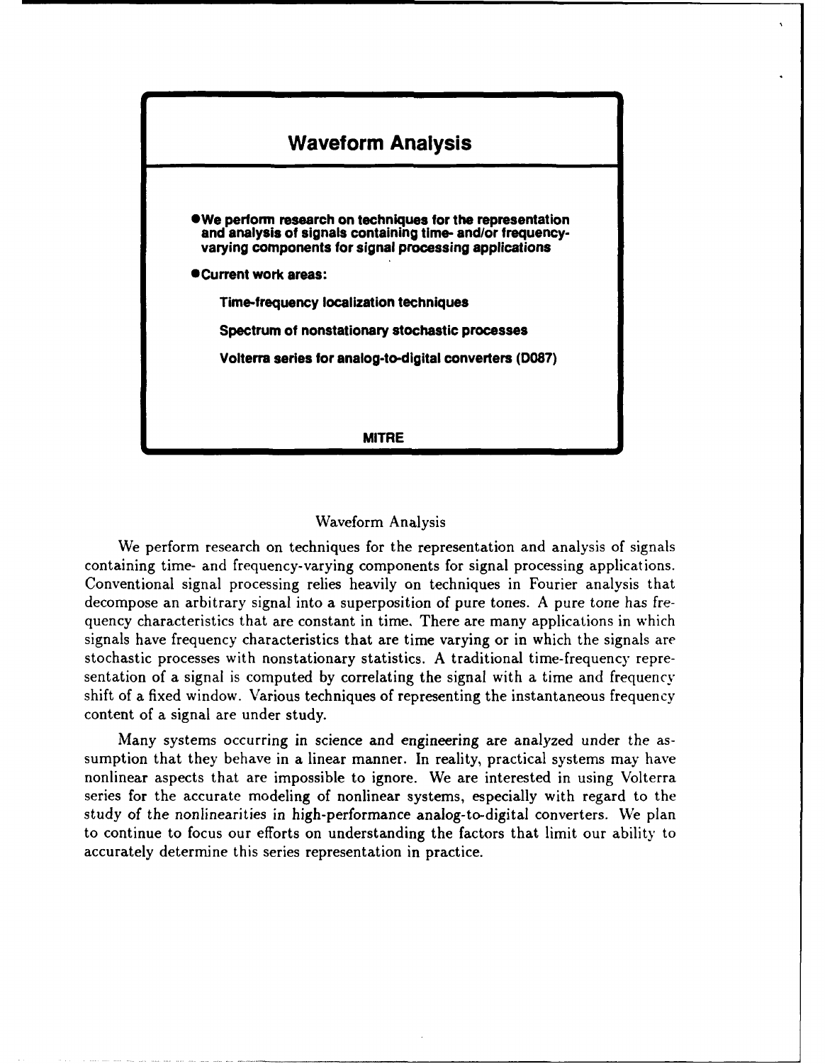## Waveform Analysis

- **We perform research on techniques for the representation and analysis of signals containing time- and/or frequency-varying components for signal processing applications**
- **Current work areas:**

  **Time-frequency localization techniques**

  **Spectrum of nonstationary stochastic processes**

  **Volterra series for analog-to-digital converters (D087)**

**MITRE**

### Waveform Analysis

We perform research on techniques for the representation and analysis of signals containing time- and frequency-varying components for signal processing applications. Conventional signal processing relies heavily on techniques in Fourier analysis that decompose an arbitrary signal into a superposition of pure tones. A pure tone has frequency characteristics that are constant in time. There are many applications in which signals have frequency characteristics that are time varying or in which the signals are stochastic processes with nonstationary statistics. A traditional time-frequency representation of a signal is computed by correlating the signal with a time and frequency shift of a fixed window. Various techniques of representing the instantaneous frequency content of a signal are under study.

Many systems occurring in science and engineering are analyzed under the assumption that they behave in a linear manner. In reality, practical systems may have nonlinear aspects that are impossible to ignore. We are interested in using Volterra series for the accurate modeling of nonlinear systems, especially with regard to the study of the nonlinearities in high-performance analog-to-digital converters. We plan to continue to focus our efforts on understanding the factors that limit our ability to accurately determine this series representation in practice.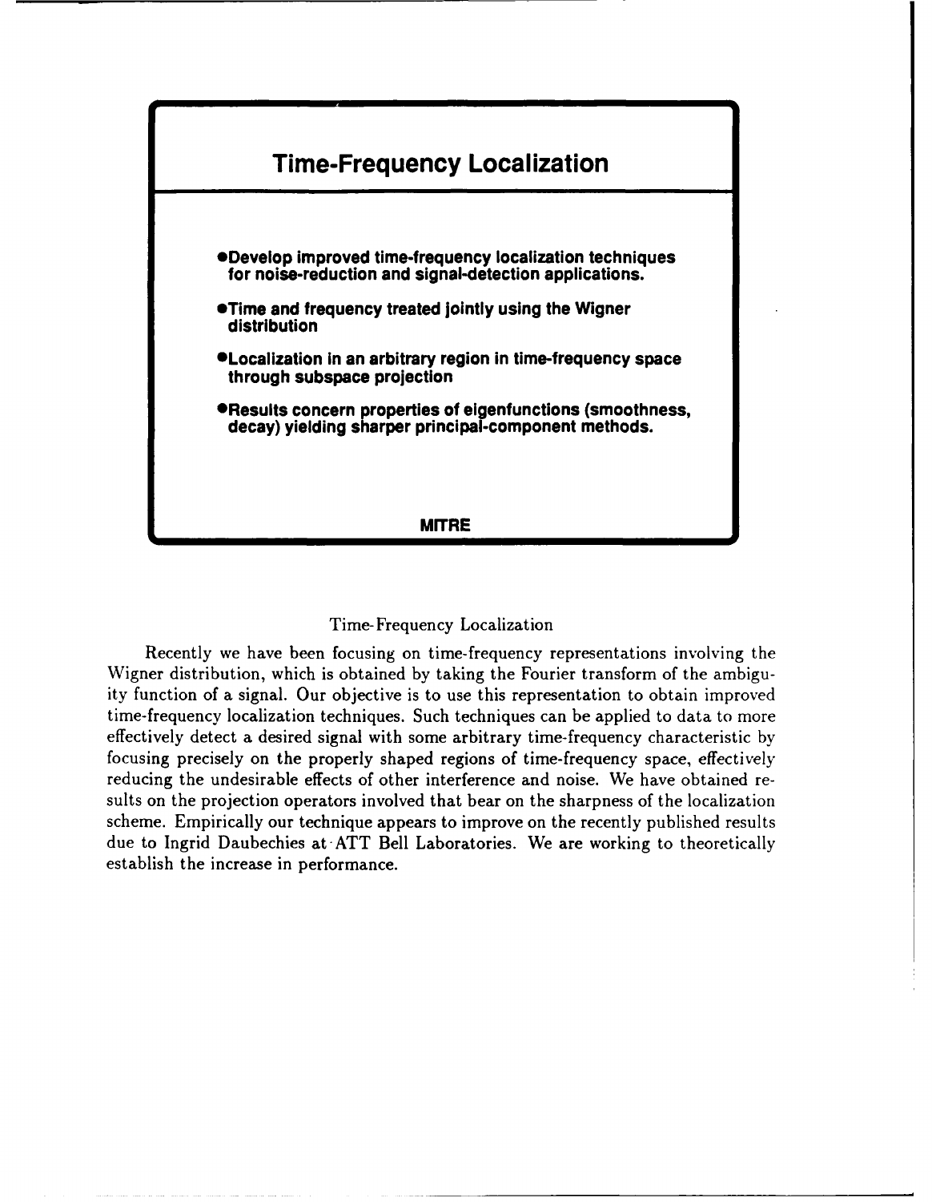## Time-Frequency Localization

- Develop improved time-frequency localization techniques for noise-reduction and signal-detection applications.
- Time and frequency treated jointly using the Wigner distribution
- Localization in an arbitrary region in time-frequency space through subspace projection
- Results concern properties of eigenfunctions (smoothness, decay) yielding sharper principal-component methods.

**MITRE**

### Time-Frequency Localization

Recently we have been focusing on time-frequency representations involving the Wigner distribution, which is obtained by taking the Fourier transform of the ambiguity function of a signal. Our objective is to use this representation to obtain improved time-frequency localization techniques. Such techniques can be applied to data to more effectively detect a desired signal with some arbitrary time-frequency characteristic by focusing precisely on the properly shaped regions of time-frequency space, effectively reducing the undesirable effects of other interference and noise. We have obtained results on the projection operators involved that bear on the sharpness of the localization scheme. Empirically our technique appears to improve on the recently published results due to Ingrid Daubechies at ATT Bell Laboratories. We are working to theoretically establish the increase in performance.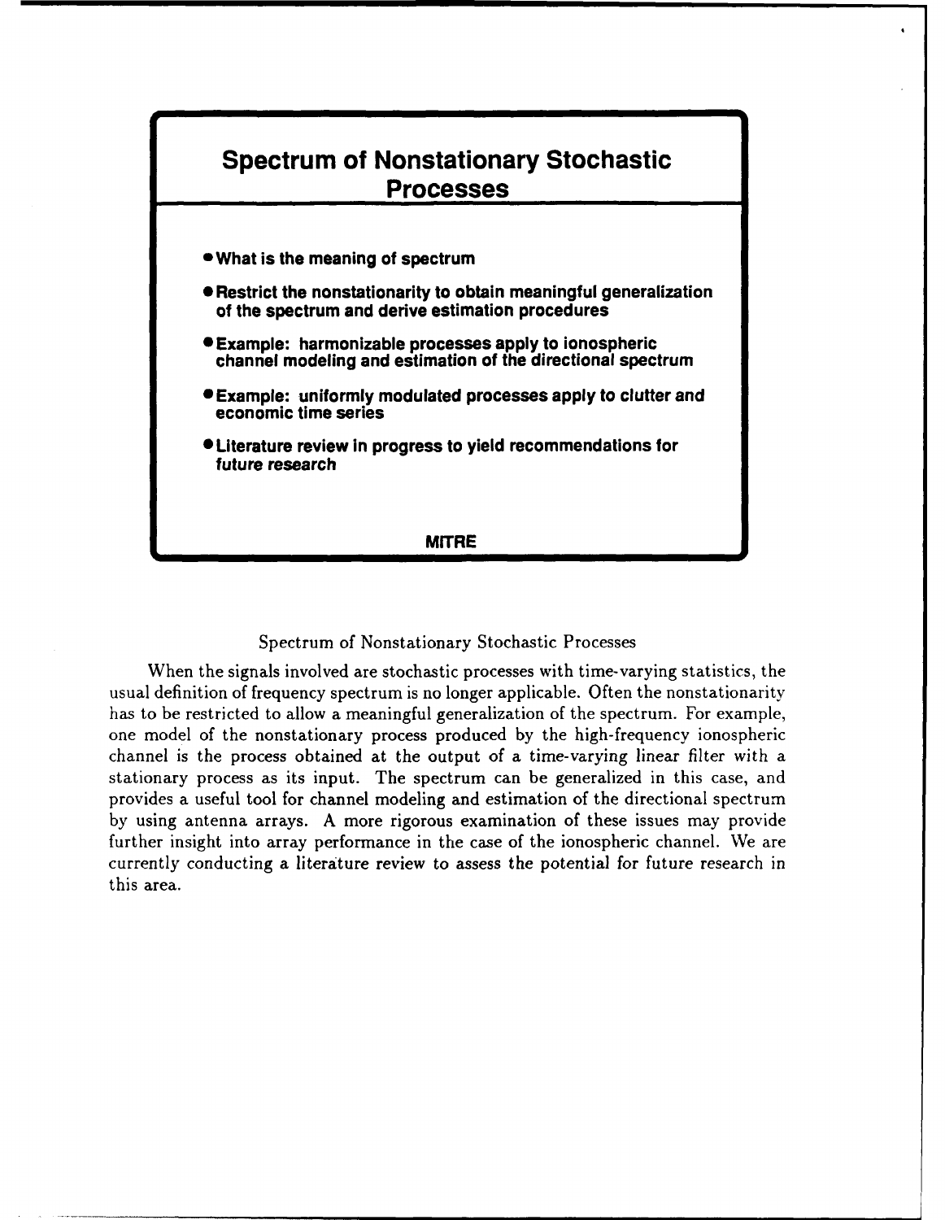## Spectrum of Nonstationary Stochastic Processes

- **What is the meaning of spectrum**
- **Restrict the nonstationarity to obtain meaningful generalization of the spectrum and derive estimation procedures**
- **Example: harmonizable processes apply to ionospheric channel modeling and estimation of the directional spectrum**
- **Example: uniformly modulated processes apply to clutter and economic time series**
- **Literature review in progress to yield recommendations for future research**

**MITRE**

Spectrum of Nonstationary Stochastic Processes

When the signals involved are stochastic processes with time-varying statistics, the usual definition of frequency spectrum is no longer applicable. Often the nonstationarity has to be restricted to allow a meaningful generalization of the spectrum. For example, one model of the nonstationary process produced by the high-frequency ionospheric channel is the process obtained at the output of a time-varying linear filter with a stationary process as its input. The spectrum can be generalized in this case, and provides a useful tool for channel modeling and estimation of the directional spectrum by using antenna arrays. A more rigorous examination of these issues may provide further insight into array performance in the case of the ionospheric channel. We are currently conducting a literature review to assess the potential for future research in this area.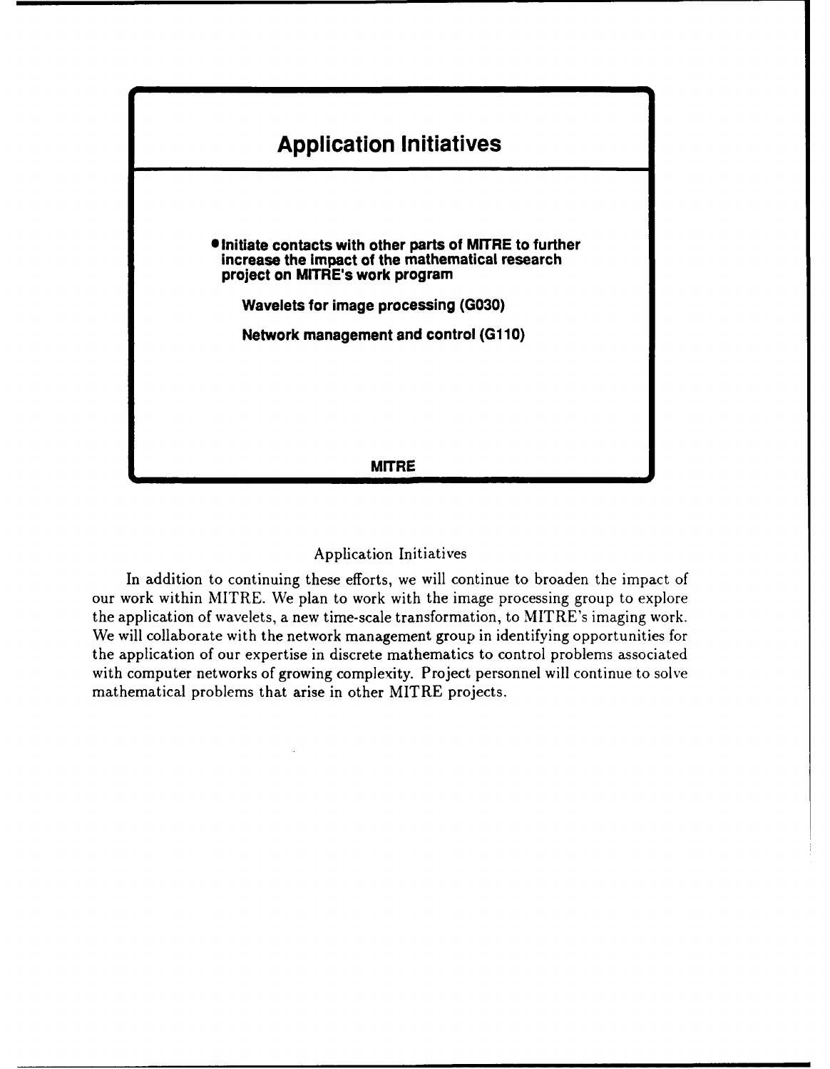## Application Initiatives

- **Initiate contacts with other parts of MITRE to further increase the impact of the mathematical research project on MITRE's work program**

  **Wavelets for image processing (G030)**

  **Network management and control (G110)**

**MITRE**

### Application Initiatives

In addition to continuing these efforts, we will continue to broaden the impact of our work within MITRE. We plan to work with the image processing group to explore the application of wavelets, a new time-scale transformation, to MITRE's imaging work. We will collaborate with the network management group in identifying opportunities for the application of our expertise in discrete mathematics to control problems associated with computer networks of growing complexity. Project personnel will continue to solve mathematical problems that arise in other MITRE projects.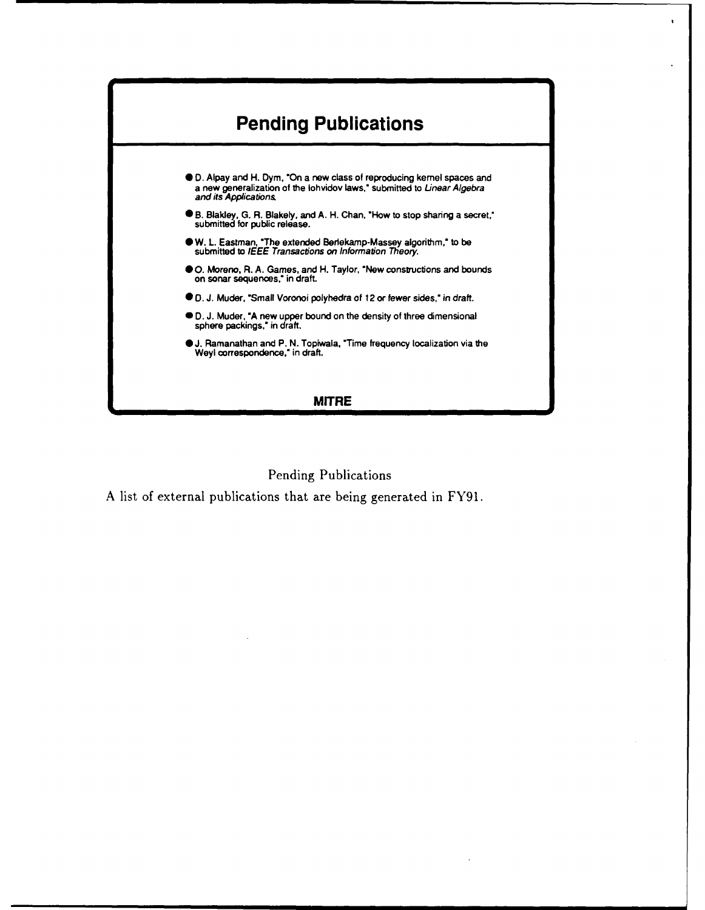## Pending Publications

- D. Alpay and H. Dym, "On a new class of reproducing kernel spaces and a new generalization of the Iohvidov laws," submitted to *Linear Algebra and its Applications*.
- B. Blakley, G. R. Blakely, and A. H. Chan, "How to stop sharing a secret," submitted for public release.
- W. L. Eastman, "The extended Berlekamp-Massey algorithm," to be submitted to *IEEE Transactions on Information Theory*.
- O. Moreno, R. A. Games, and H. Taylor, "New constructions and bounds on sonar sequences," in draft.
- D. J. Muder, "Small Voronoi polyhedra of 12 or fewer sides," in draft.
- D. J. Muder, "A new upper bound on the density of three dimensional sphere packings," in draft.
- J. Ramanathan and P. N. Topiwala, "Time frequency localization via the Weyl correspondence," in draft.

**MITRE**

Pending Publications

A list of external publications that are being generated in FY91.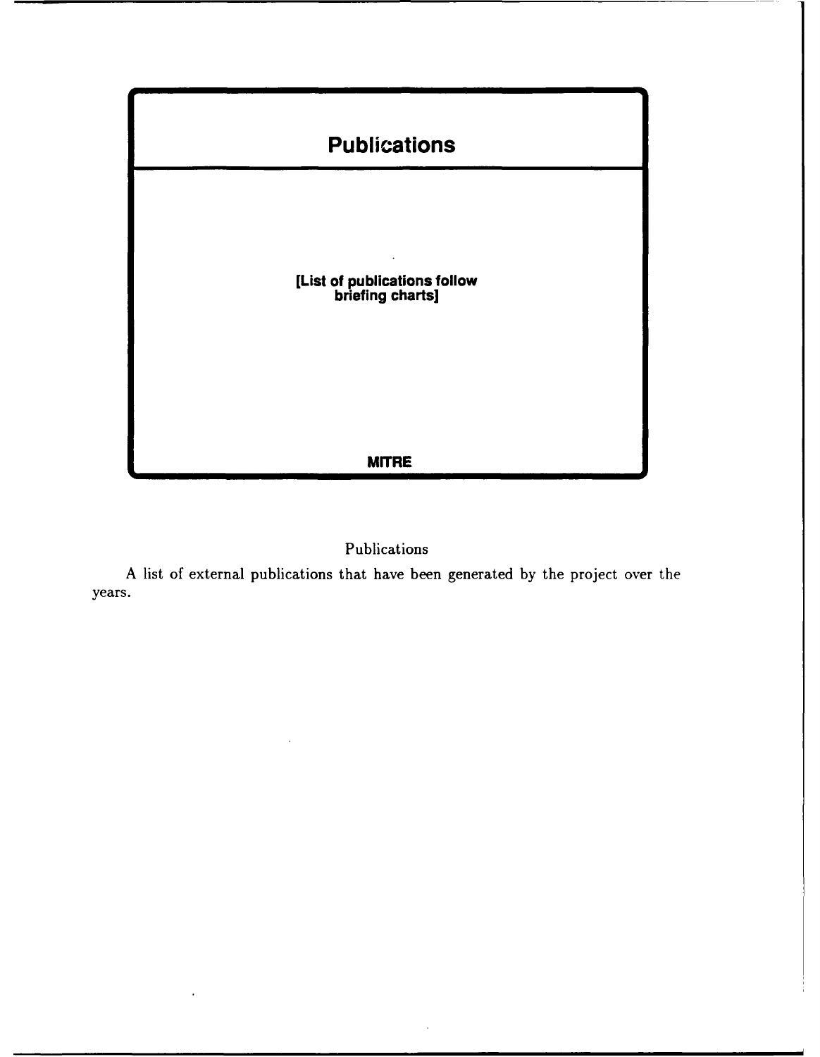## Publications

[List of publications follow briefing charts]

MITRE

Publications

A list of external publications that have been generated by the project over the years.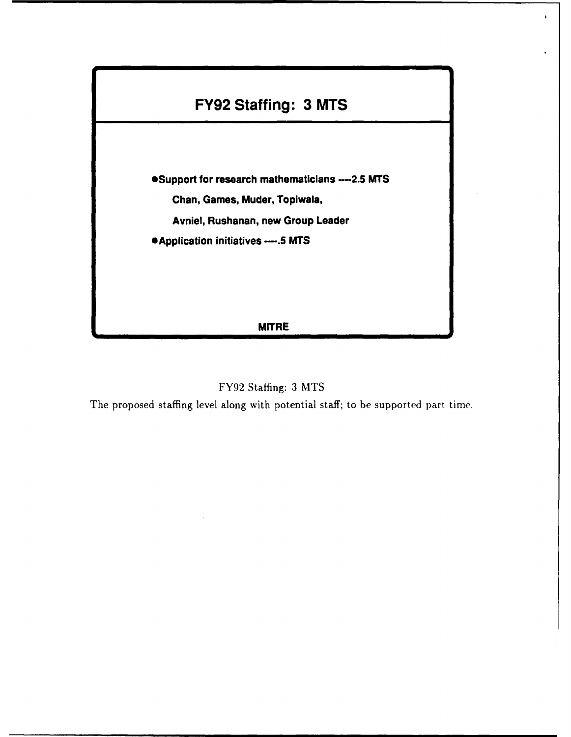## FY92 Staffing: 3 MTS

- Support for research mathematicians —-2.5 MTS

  Chan, Games, Muder, Topiwala,

  Avniel, Rushanan, new Group Leader

- Application initiatives —-.5 MTS

MITRE

FY92 Staffing: 3 MTS

The proposed staffing level along with potential staff; to be supported part time.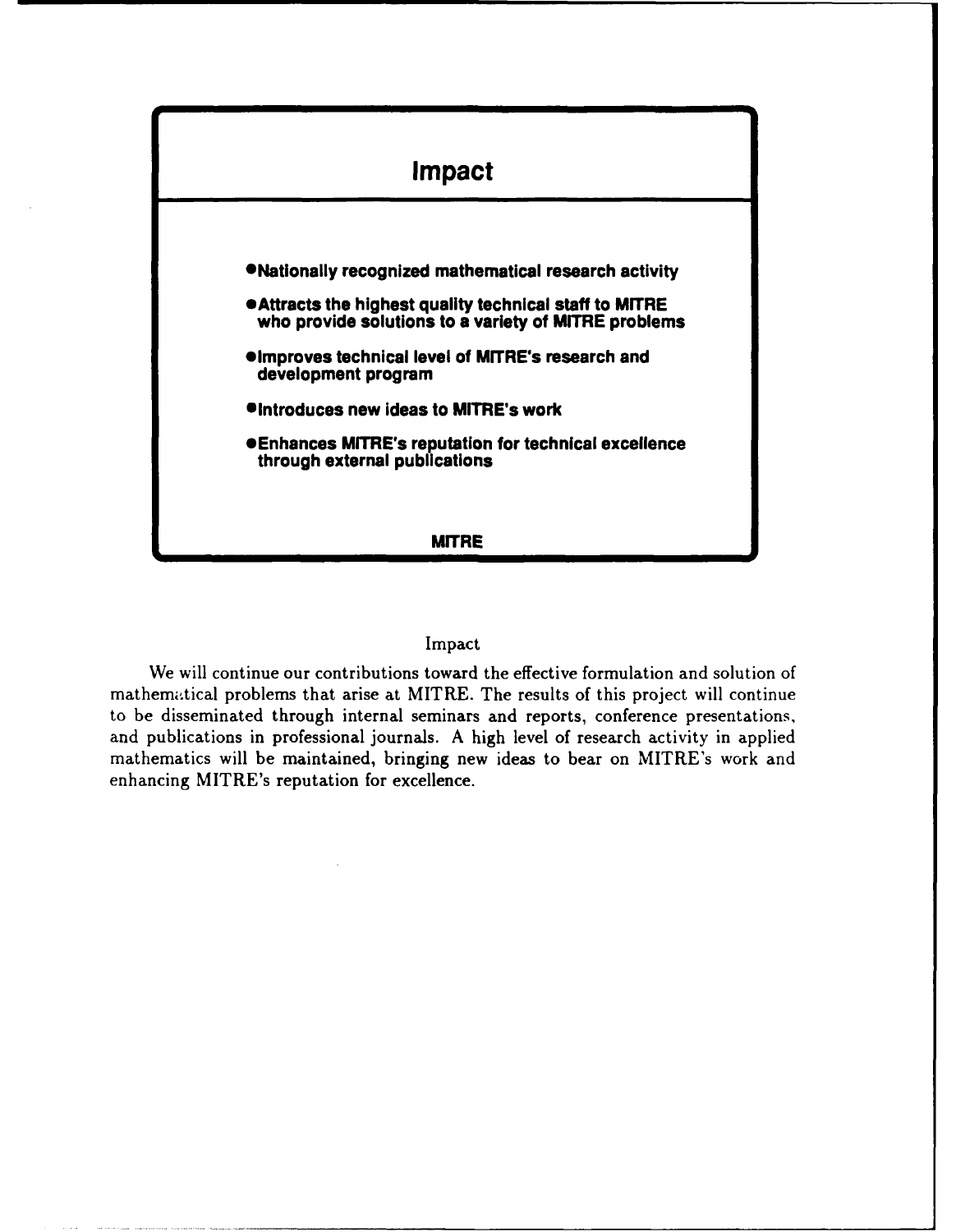## Impact

- Nationally recognized mathematical research activity
- Attracts the highest quality technical staff to MITRE who provide solutions to a variety of MITRE problems
- Improves technical level of MITRE's research and development program
- Introduces new ideas to MITRE's work
- Enhances MITRE's reputation for technical excellence through external publications

MITRE

### Impact

We will continue our contributions toward the effective formulation and solution of mathematical problems that arise at MITRE. The results of this project will continue to be disseminated through internal seminars and reports, conference presentations, and publications in professional journals. A high level of research activity in applied mathematics will be maintained, bringing new ideas to bear on MITRE's work and enhancing MITRE's reputation for excellence.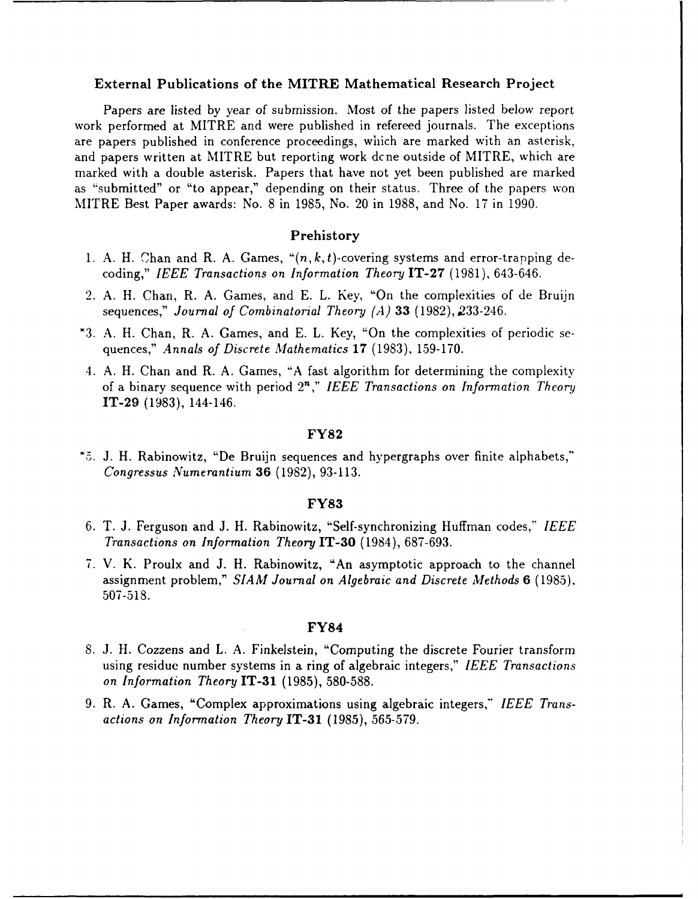### External Publications of the MITRE Mathematical Research Project

Papers are listed by year of submission. Most of the papers listed below report work performed at MITRE and were published in refereed journals. The exceptions are papers published in conference proceedings, which are marked with an asterisk, and papers written at MITRE but reporting work done outside of MITRE, which are marked with a double asterisk. Papers that have not yet been published are marked as "submitted" or "to appear," depending on their status. Three of the papers won MITRE Best Paper awards: No. 8 in 1985, No. 20 in 1988, and No. 17 in 1990.

#### Prehistory

1. A. H. Chan and R. A. Games, "$(n, k, t)$-covering systems and error-trapping decoding," *IEEE Transactions on Information Theory* **IT-27** (1981), 643-646.

2. A. H. Chan, R. A. Games, and E. L. Key, "On the complexities of de Bruijn sequences," *Journal of Combinatorial Theory (A)* **33** (1982), 233-246.

*3. A. H. Chan, R. A. Games, and E. L. Key, "On the complexities of periodic sequences," *Annals of Discrete Mathematics* **17** (1983), 159-170.

4. A. H. Chan and R. A. Games, "A fast algorithm for determining the complexity of a binary sequence with period $2^n$," *IEEE Transactions on Information Theory* **IT-29** (1983), 144-146.

#### FY82

*5. J. H. Rabinowitz, "De Bruijn sequences and hypergraphs over finite alphabets," *Congressus Numerantium* **36** (1982), 93-113.

#### FY83

6. T. J. Ferguson and J. H. Rabinowitz, "Self-synchronizing Huffman codes," *IEEE Transactions on Information Theory* **IT-30** (1984), 687-693.

7. V. K. Proulx and J. H. Rabinowitz, "An asymptotic approach to the channel assignment problem," *SIAM Journal on Algebraic and Discrete Methods* **6** (1985), 507-518.

#### FY84

8. J. H. Cozzens and L. A. Finkelstein, "Computing the discrete Fourier transform using residue number systems in a ring of algebraic integers," *IEEE Transactions on Information Theory* **IT-31** (1985), 580-588.

9. R. A. Games, "Complex approximations using algebraic integers," *IEEE Transactions on Information Theory* **IT-31** (1985), 565-579.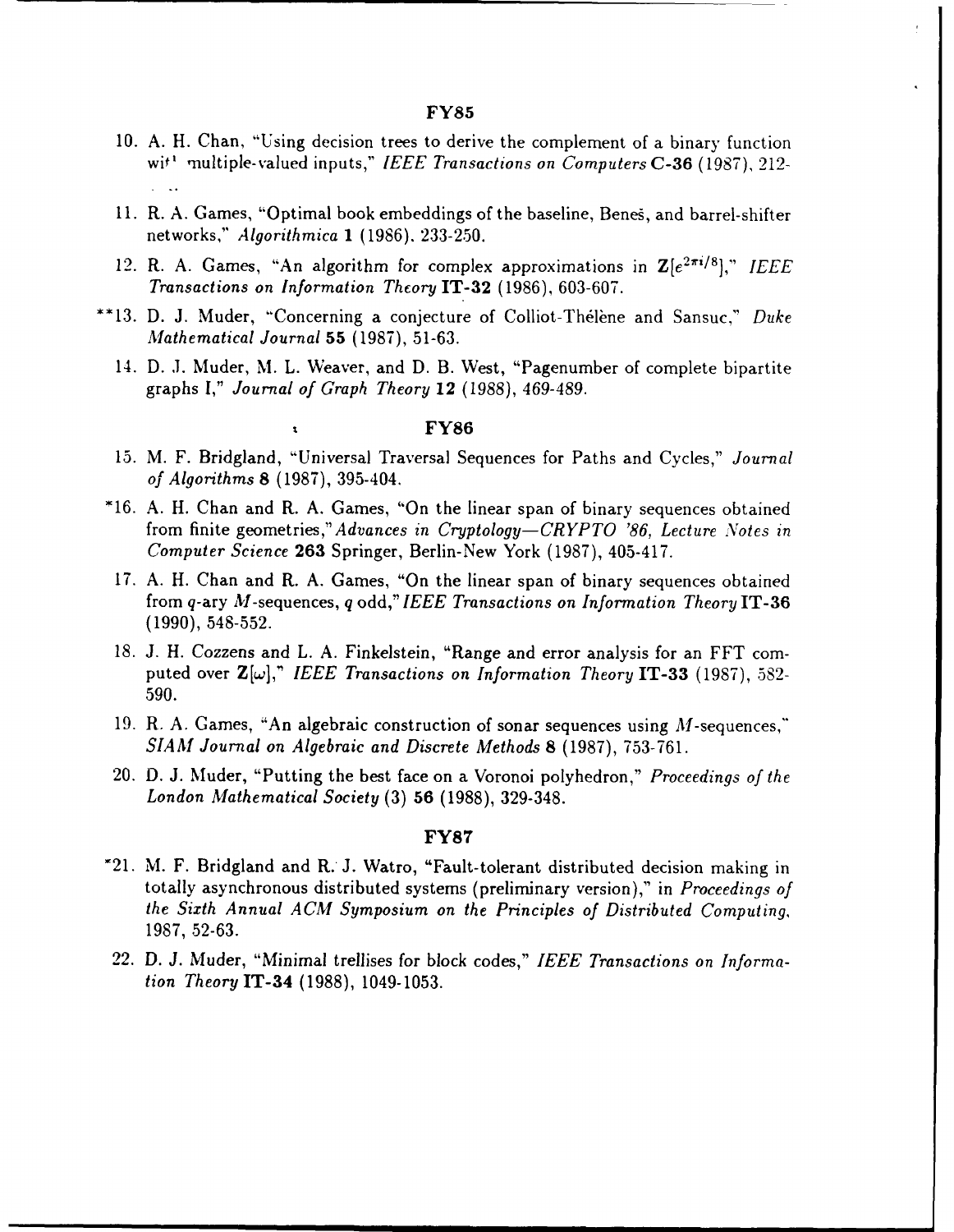## FY85

10. A. H. Chan, "Using decision trees to derive the complement of a binary function wit' multiple-valued inputs," *IEEE Transactions on Computers* **C-36** (1987), 212-
11. R. A. Games, "Optimal book embeddings of the baseline, Beneš, and barrel-shifter networks," *Algorithmica* **1** (1986), 233-250.
12. R. A. Games, "An algorithm for complex approximations in $\mathbf{Z}[e^{2\pi i/8}]$," *IEEE Transactions on Information Theory* **IT-32** (1986), 603-607.

**13. D. J. Muder, "Concerning a conjecture of Colliot-Thélène and Sansuc," *Duke Mathematical Journal* **55** (1987), 51-63.

14. D. J. Muder, M. L. Weaver, and D. B. West, "Pagenumber of complete bipartite graphs I," *Journal of Graph Theory* **12** (1988), 469-489.

## FY86

15. M. F. Bridgland, "Universal Traversal Sequences for Paths and Cycles," *Journal of Algorithms* **8** (1987), 395-404.

*16. A. H. Chan and R. A. Games, "On the linear span of binary sequences obtained from finite geometries," *Advances in Cryptology—CRYPTO '86, Lecture Notes in Computer Science* **263** Springer, Berlin-New York (1987), 405-417.

17. A. H. Chan and R. A. Games, "On the linear span of binary sequences obtained from $q$-ary $M$-sequences, $q$ odd," *IEEE Transactions on Information Theory* **IT-36** (1990), 548-552.
18. J. H. Cozzens and L. A. Finkelstein, "Range and error analysis for an FFT computed over $\mathbf{Z}[\omega]$," *IEEE Transactions on Information Theory* **IT-33** (1987), 582-590.
19. R. A. Games, "An algebraic construction of sonar sequences using $M$-sequences," *SIAM Journal on Algebraic and Discrete Methods* **8** (1987), 753-761.
20. D. J. Muder, "Putting the best face on a Voronoi polyhedron," *Proceedings of the London Mathematical Society* (3) **56** (1988), 329-348.

## FY87

*21. M. F. Bridgland and R. J. Watro, "Fault-tolerant distributed decision making in totally asynchronous distributed systems (preliminary version)," in *Proceedings of the Sixth Annual ACM Symposium on the Principles of Distributed Computing*, 1987, 52-63.

22. D. J. Muder, "Minimal trellises for block codes," *IEEE Transactions on Information Theory* **IT-34** (1988), 1049-1053.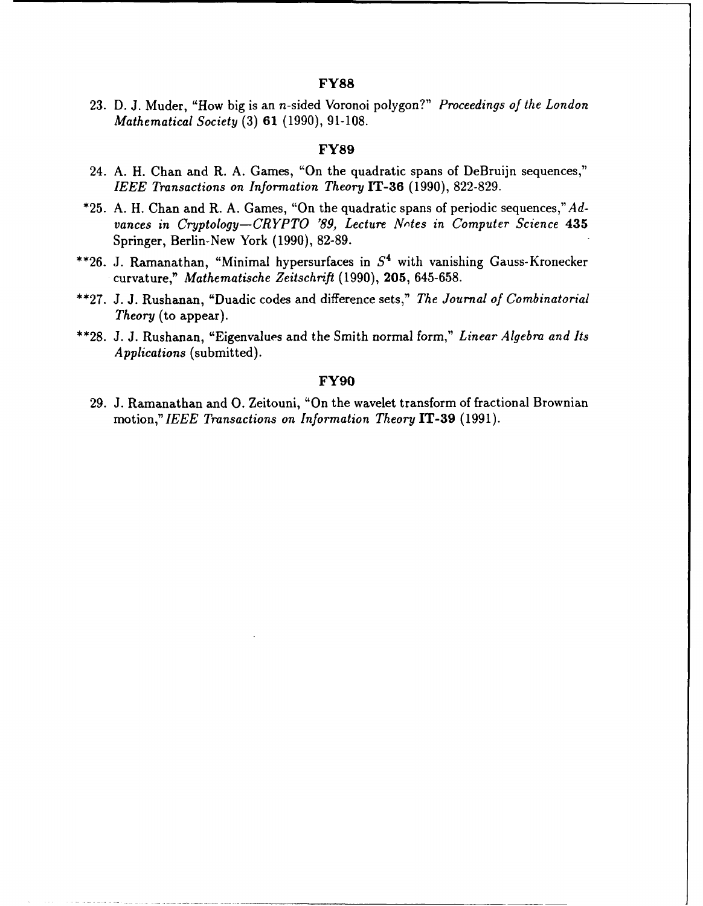## FY88

23. D. J. Muder, "How big is an $n$-sided Voronoi polygon?" *Proceedings of the London Mathematical Society* (3) **61** (1990), 91-108.

## FY89

24. A. H. Chan and R. A. Games, "On the quadratic spans of DeBruijn sequences," *IEEE Transactions on Information Theory* **IT-36** (1990), 822-829.

*25. A. H. Chan and R. A. Games, "On the quadratic spans of periodic sequences," *Advances in Cryptology—CRYPTO '89, Lecture Notes in Computer Science* **435** Springer, Berlin-New York (1990), 82-89.

**26. J. Ramanathan, "Minimal hypersurfaces in $S^4$ with vanishing Gauss-Kronecker curvature," *Mathematische Zeitschrift* (1990), **205**, 645-658.

**27. J. J. Rushanan, "Duadic codes and difference sets," *The Journal of Combinatorial Theory* (to appear).

**28. J. J. Rushanan, "Eigenvalues and the Smith normal form," *Linear Algebra and Its Applications* (submitted).

## FY90

29. J. Ramanathan and O. Zeitouni, "On the wavelet transform of fractional Brownian motion," *IEEE Transactions on Information Theory* **IT-39** (1991).